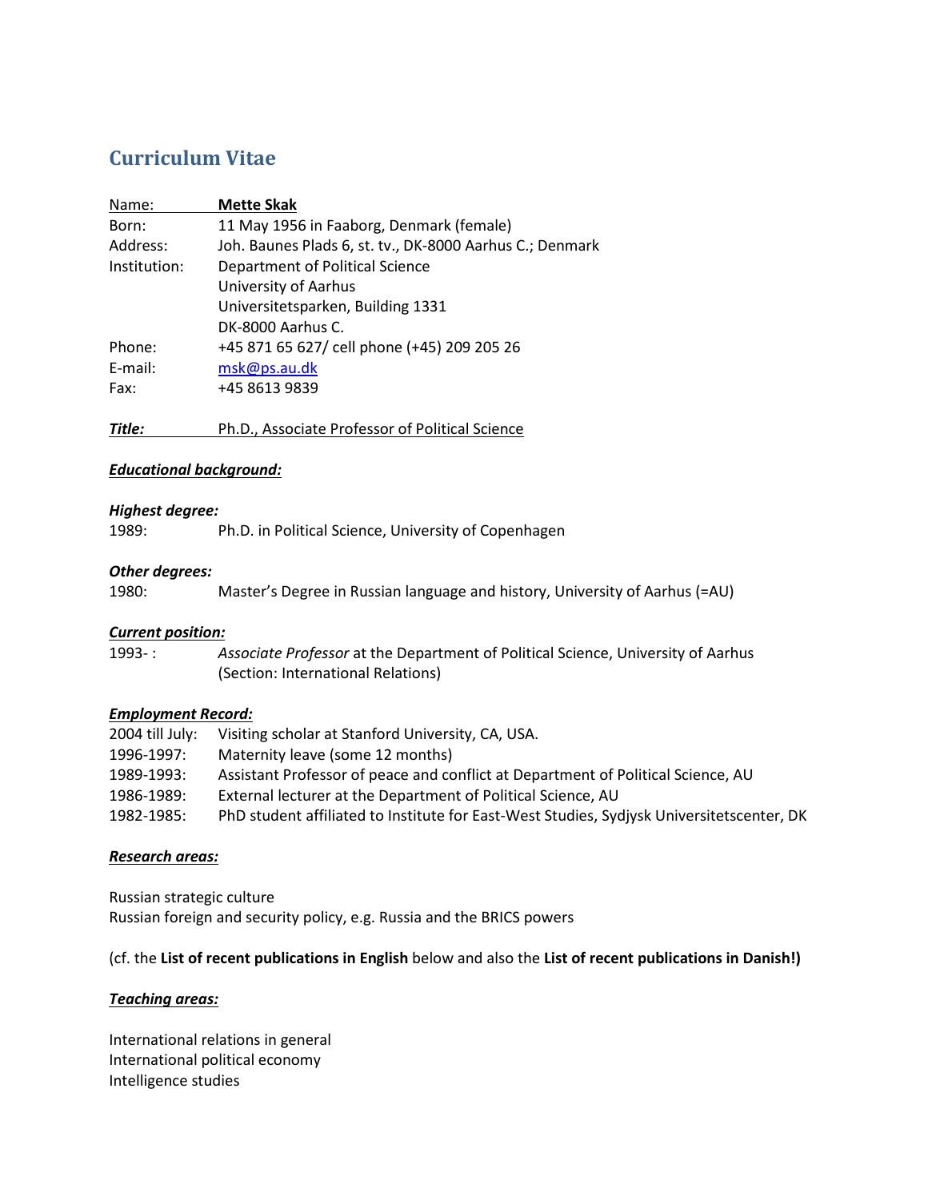# Curriculum Vitae

| Name: | **Mette Skak** |
|---|---|
| Born: | 11 May 1956 in Faaborg, Denmark (female) |
| Address: | Joh. Baunes Plads 6, st. tv., DK-8000 Aarhus C.; Denmark |
| Institution: | Department of Political Science<br>University of Aarhus<br>Universitetsparken, Building 1331<br>DK-8000 Aarhus C. |
| Phone: | +45 871 65 627/ cell phone (+45) 209 205 26 |
| E-mail: | msk@ps.au.dk |
| Fax: | +45 8613 9839 |

***Title:*** Ph.D., Associate Professor of Political Science

***Educational background:***

***Highest degree:***

1989: Ph.D. in Political Science, University of Copenhagen

***Other degrees:***

1980: Master's Degree in Russian language and history, University of Aarhus (=AU)

***Current position:***

1993- : *Associate Professor* at the Department of Political Science, University of Aarhus (Section: International Relations)

***Employment Record:***

| | |
|---|---|
| 2004 till July: | Visiting scholar at Stanford University, CA, USA. |
| 1996-1997: | Maternity leave (some 12 months) |
| 1989-1993: | Assistant Professor of peace and conflict at Department of Political Science, AU |
| 1986-1989: | External lecturer at the Department of Political Science, AU |
| 1982-1985: | PhD student affiliated to Institute for East-West Studies, Sydjysk Universitetscenter, DK |

***Research areas:***

Russian strategic culture
Russian foreign and security policy, e.g. Russia and the BRICS powers

(cf. the **List of recent publications in English** below and also the **List of recent publications in Danish!)**

***Teaching areas:***

International relations in general
International political economy
Intelligence studies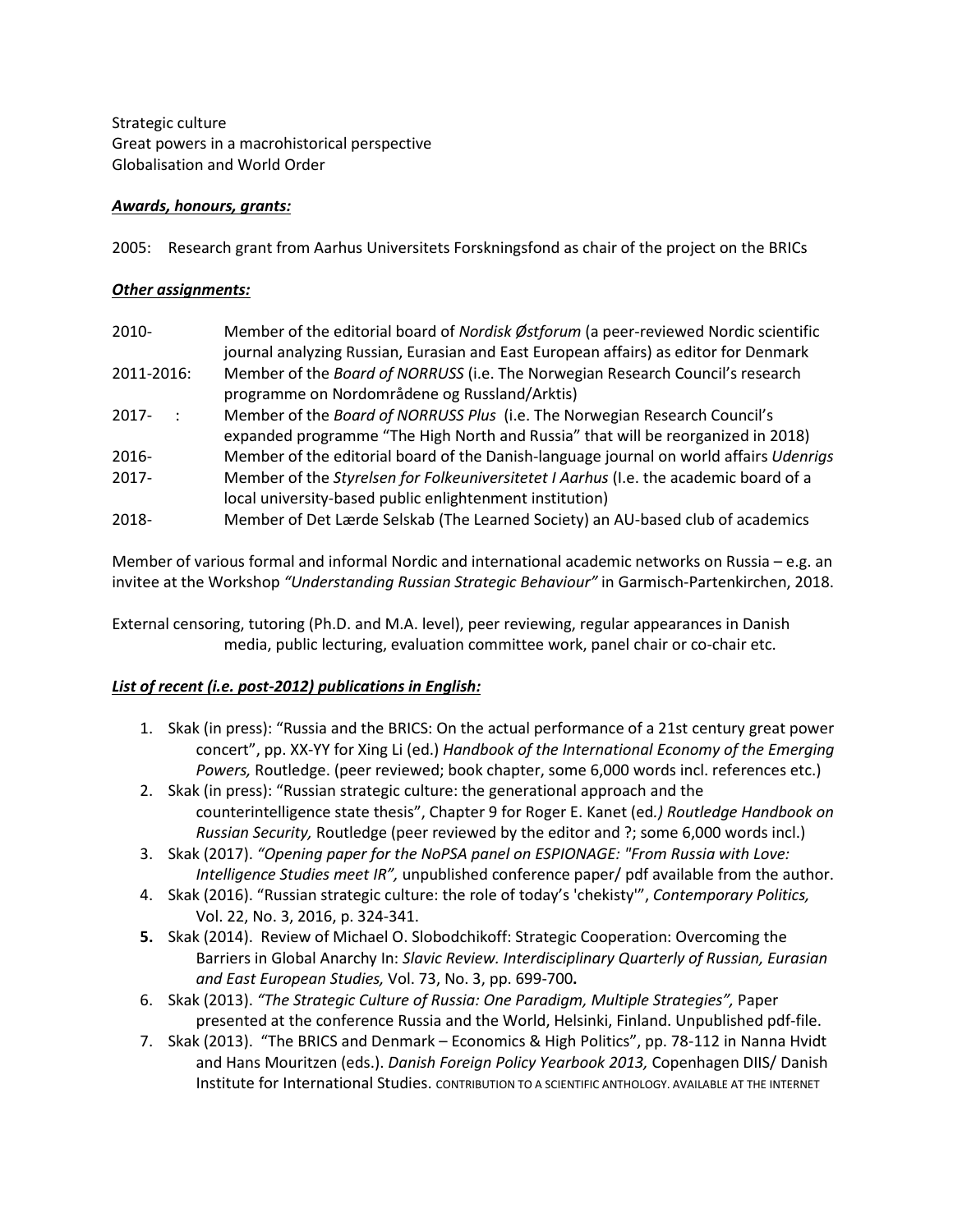Strategic culture
Great powers in a macrohistorical perspective
Globalisation and World Order

***<u>Awards, honours, grants:</u>***

2005: Research grant from Aarhus Universitets Forskningsfond as chair of the project on the BRICs

***<u>Other assignments:</u>***

| | |
|---|---|
| 2010- | Member of the editorial board of *Nordisk Østforum* (a peer-reviewed Nordic scientific journal analyzing Russian, Eurasian and East European affairs) as editor for Denmark |
| 2011-2016: | Member of the *Board of NORRUSS* (i.e. The Norwegian Research Council's research programme on Nordområdene og Russland/Arktis) |
| 2017- : | Member of the *Board of NORRUSS Plus* (i.e. The Norwegian Research Council's expanded programme "The High North and Russia" that will be reorganized in 2018) |
| 2016- | Member of the editorial board of the Danish-language journal on world affairs *Udenrigs* |
| 2017- | Member of the *Styrelsen for Folkeuniversitetet I Aarhus* (I.e. the academic board of a local university-based public enlightenment institution) |
| 2018- | Member of Det Lærde Selskab (The Learned Society) an AU-based club of academics |

Member of various formal and informal Nordic and international academic networks on Russia – e.g. an invitee at the Workshop *"Understanding Russian Strategic Behaviour"* in Garmisch-Partenkirchen, 2018.

External censoring, tutoring (Ph.D. and M.A. level), peer reviewing, regular appearances in Danish media, public lecturing, evaluation committee work, panel chair or co-chair etc.

***<u>List of recent (i.e. post-2012) publications in English:</u>***

1. Skak (in press): "Russia and the BRICS: On the actual performance of a 21st century great power concert", pp. XX-YY for Xing Li (ed.) *Handbook of the International Economy of the Emerging Powers,* Routledge. (peer reviewed; book chapter, some 6,000 words incl. references etc.)
2. Skak (in press): "Russian strategic culture: the generational approach and the counterintelligence state thesis", Chapter 9 for Roger E. Kanet (ed*.) Routledge Handbook on Russian Security,* Routledge (peer reviewed by the editor and ?; some 6,000 words incl.)
3. Skak (2017). *"Opening paper for the NoPSA panel on ESPIONAGE: "From Russia with Love: Intelligence Studies meet IR",* unpublished conference paper/ pdf available from the author.
4. Skak (2016). "Russian strategic culture: the role of today's 'chekisty'", *Contemporary Politics,* Vol. 22, No. 3, 2016, p. 324-341.
5. Skak (2014). Review of Michael O. Slobodchikoff: Strategic Cooperation: Overcoming the Barriers in Global Anarchy In: *Slavic Review. Interdisciplinary Quarterly of Russian, Eurasian and East European Studies,* Vol. 73, No. 3, pp. 699-700**.**
6. Skak (2013). *"The Strategic Culture of Russia: One Paradigm, Multiple Strategies",* Paper presented at the conference Russia and the World, Helsinki, Finland. Unpublished pdf-file.
7. Skak (2013). "The BRICS and Denmark – Economics & High Politics", pp. 78-112 in Nanna Hvidt and Hans Mouritzen (eds.). *Danish Foreign Policy Yearbook 2013,* Copenhagen DIIS/ Danish Institute for International Studies. CONTRIBUTION TO A SCIENTIFIC ANTHOLOGY. AVAILABLE AT THE INTERNET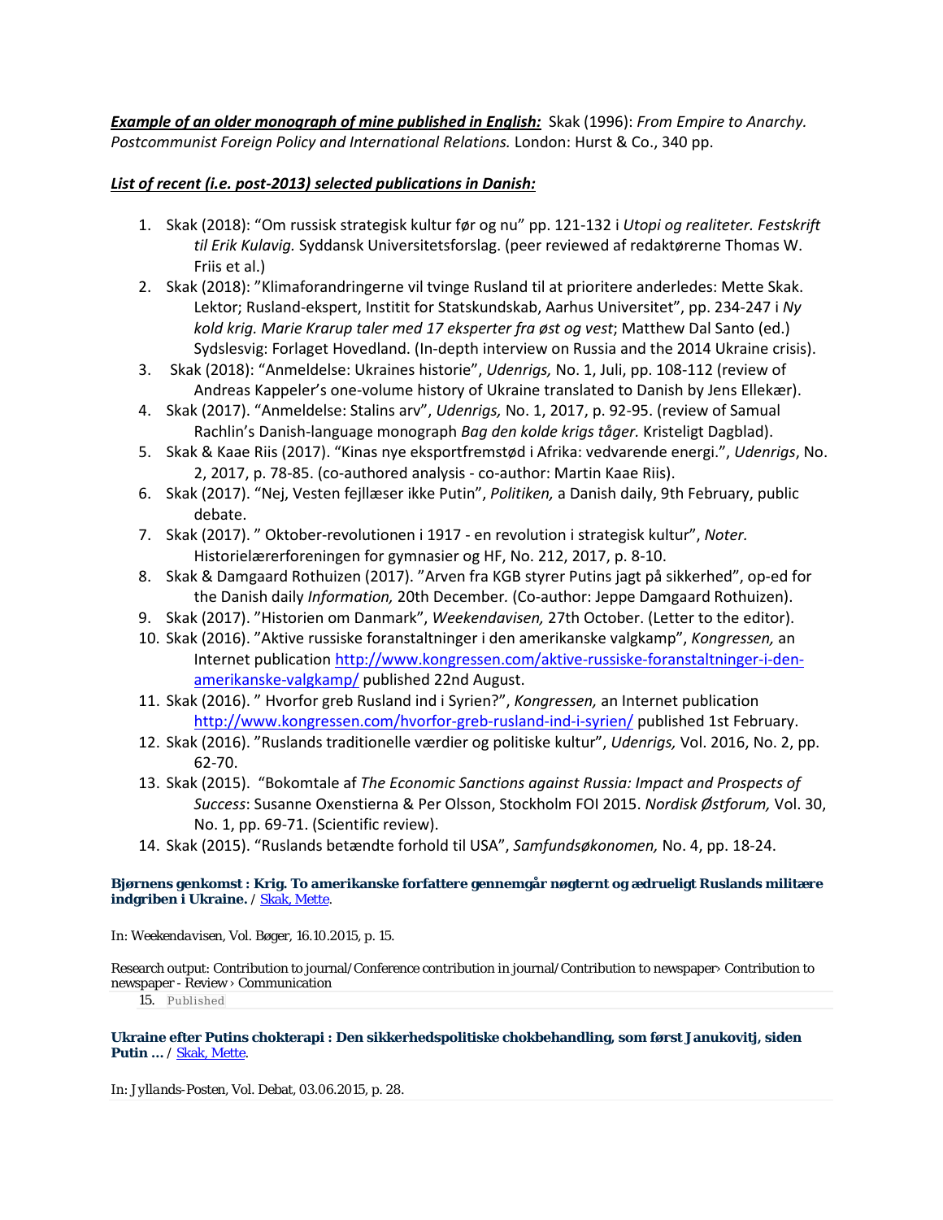***<u>Example of an older monograph of mine published in English:</u>*** Skak (1996): *From Empire to Anarchy. Postcommunist Foreign Policy and International Relations.* London: Hurst & Co., 340 pp.

***<u>List of recent (i.e. post-2013) selected publications in Danish:</u>***

1. Skak (2018): "Om russisk strategisk kultur før og nu" pp. 121-132 i *Utopi og realiteter. Festskrift til Erik Kulavig.* Syddansk Universitetsforslag. (peer reviewed af redaktørerne Thomas W. Friis et al.)
2. Skak (2018): "Klimaforandringerne vil tvinge Rusland til at prioritere anderledes: Mette Skak. Lektor; Rusland-ekspert, Institit for Statskundskab, Aarhus Universitet", pp. 234-247 i *Ny kold krig. Marie Krarup taler med 17 eksperter fra øst og vest*; Matthew Dal Santo (ed.) Sydslesvig: Forlaget Hovedland. (In-depth interview on Russia and the 2014 Ukraine crisis).
3. Skak (2018): "Anmeldelse: Ukraines historie", *Udenrigs,* No. 1, Juli, pp. 108-112 (review of Andreas Kappeler's one-volume history of Ukraine translated to Danish by Jens Ellekær).
4. Skak (2017). "Anmeldelse: Stalins arv", *Udenrigs,* No. 1, 2017, p. 92-95. (review of Samual Rachlin's Danish-language monograph *Bag den kolde krigs tåger.* Kristeligt Dagblad).
5. Skak & Kaae Riis (2017). "Kinas nye eksportfremstød i Afrika: vedvarende energi.", *Udenrigs*, No. 2, 2017, p. 78-85. (co-authored analysis - co-author: Martin Kaae Riis).
6. Skak (2017). "Nej, Vesten fejllæser ikke Putin", *Politiken,* a Danish daily, 9th February, public debate.
7. Skak (2017). " Oktober-revolutionen i 1917 - en revolution i strategisk kultur", *Noter.* Historielærerforeningen for gymnasier og HF, No. 212, 2017, p. 8-10.
8. Skak & Damgaard Rothuizen (2017). "Arven fra KGB styrer Putins jagt på sikkerhed", op-ed for the Danish daily *Information,* 20th December*.* (Co-author: Jeppe Damgaard Rothuizen).
9. Skak (2017). "Historien om Danmark", *Weekendavisen,* 27th October. (Letter to the editor).
10. Skak (2016). "Aktive russiske foranstaltninger i den amerikanske valgkamp", *Kongressen,* an Internet publication http://www.kongressen.com/aktive-russiske-foranstaltninger-i-den-amerikanske-valgkamp/ published 22nd August.
11. Skak (2016). " Hvorfor greb Rusland ind i Syrien?", *Kongressen,* an Internet publication http://www.kongressen.com/hvorfor-greb-rusland-ind-i-syrien/ published 1st February.
12. Skak (2016). "Ruslands traditionelle værdier og politiske kultur", *Udenrigs,* Vol. 2016, No. 2, pp. 62-70.
13. Skak (2015). "Bokomtale af *The Economic Sanctions against Russia: Impact and Prospects of Success*: Susanne Oxenstierna & Per Olsson, Stockholm FOI 2015. *Nordisk Østforum,* Vol. 30, No. 1, pp. 69-71. (Scientific review).
14. Skak (2015). "Ruslands betændte forhold til USA", *Samfundsøkonomen,* No. 4, pp. 18-24.

**Bjørnens genkomst : Krig. To amerikanske forfattere gennemgår nøgternt og ædrueligt Ruslands militære indgriben i Ukraine.** / Skak, Mette.

In: Weekendavisen, Vol. Bøger, 16.10.2015, p. 15.

Research output: Contribution to journal/Conference contribution in journal/Contribution to newspaper› Contribution to newspaper - Review › Communication

15. Published

**Ukraine efter Putins chokterapi : Den sikkerhedspolitiske chokbehandling, som først Janukovitj, siden Putin ...** / Skak, Mette.

In: Jyllands-Posten, Vol. Debat, 03.06.2015, p. 28.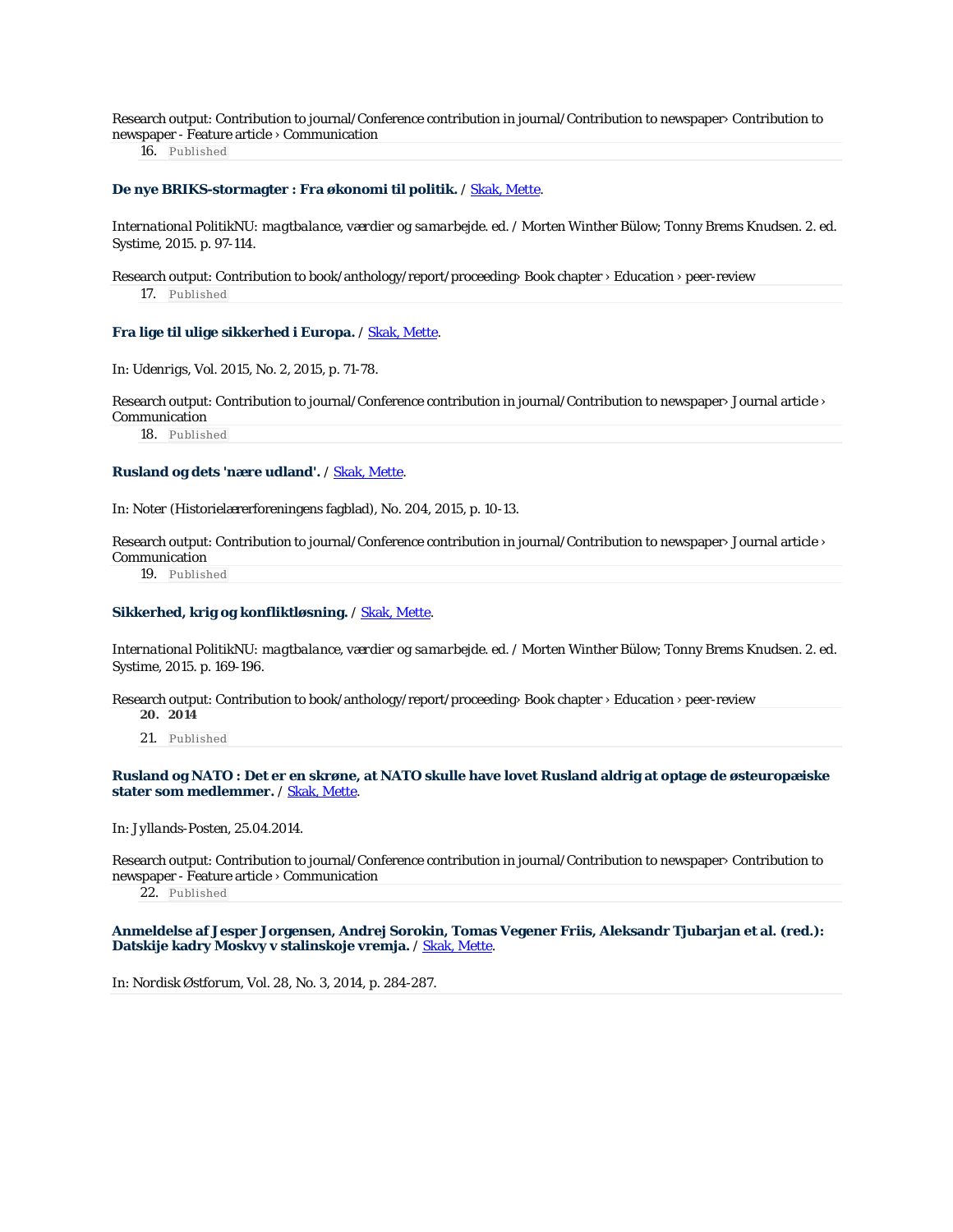Research output: Contribution to journal/Conference contribution in journal/Contribution to newspaper › Contribution to newspaper - Feature article › Communication

16. Published

**De nye BRIKS-stormagter : Fra økonomi til politik.** / Skak, Mette.

*International PolitikNU: magtbalance, værdier og samarbejde.* ed. / Morten Winther Bülow; Tonny Brems Knudsen. 2. ed. Systime, 2015. p. 97-114.

Research output: Contribution to book/anthology/report/proceeding › Book chapter › Education › peer-review

17. Published

**Fra lige til ulige sikkerhed i Europa.** / Skak, Mette.

In: Udenrigs, Vol. 2015, No. 2, 2015, p. 71-78.

Research output: Contribution to journal/Conference contribution in journal/Contribution to newspaper › Journal article › Communication

18. Published

**Rusland og dets 'nære udland'.** / Skak, Mette.

In: Noter (Historielærerforeningens fagblad), No. 204, 2015, p. 10-13.

Research output: Contribution to journal/Conference contribution in journal/Contribution to newspaper › Journal article › Communication

19. Published

**Sikkerhed, krig og konfliktløsning.** / Skak, Mette.

*International PolitikNU: magtbalance, værdier og samarbejde.* ed. / Morten Winther Bülow; Tonny Brems Knudsen. 2. ed. Systime, 2015. p. 169-196.

Research output: Contribution to book/anthology/report/proceeding › Book chapter › Education › peer-review

20. **2014**

21. Published

**Rusland og NATO : Det er en skrøne, at NATO skulle have lovet Rusland aldrig at optage de østeuropæiske stater som medlemmer.** / Skak, Mette.

In: Jyllands-Posten, 25.04.2014.

Research output: Contribution to journal/Conference contribution in journal/Contribution to newspaper › Contribution to newspaper - Feature article › Communication

22. Published

**Anmeldelse af Jesper Jorgensen, Andrej Sorokin, Tomas Vegener Friis, Aleksandr Tjubarjan et al. (red.): Datskije kadry Moskvy v stalinskoje vremja.** / Skak, Mette.

In: Nordisk Østforum, Vol. 28, No. 3, 2014, p. 284-287.